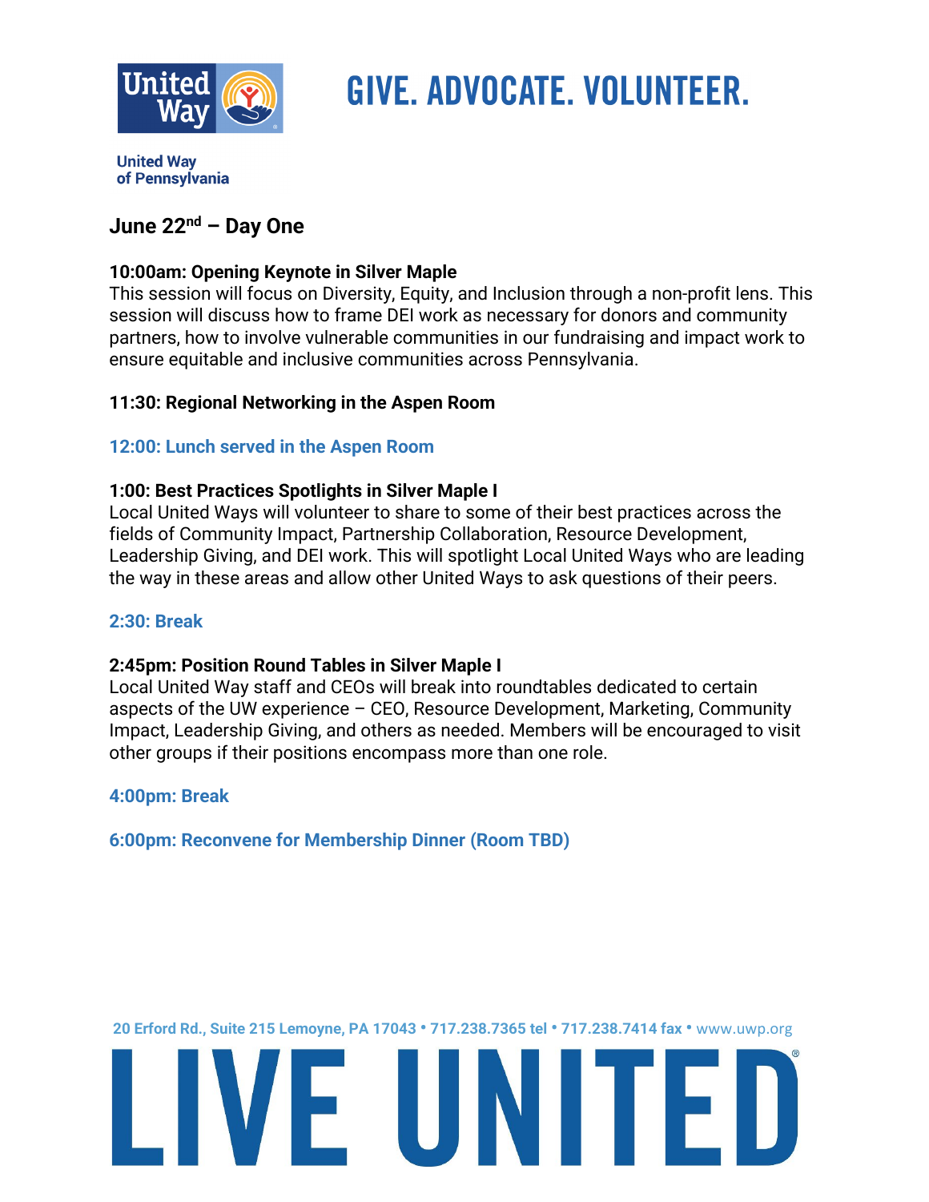United Way of Pennsylvania

# GIVE. ADVOCATE. VOLUNTEER.

## June 22nd – Day One

**10:00am: Opening Keynote in Silver Maple**
This session will focus on Diversity, Equity, and Inclusion through a non-profit lens. This session will discuss how to frame DEI work as necessary for donors and community partners, how to involve vulnerable communities in our fundraising and impact work to ensure equitable and inclusive communities across Pennsylvania.

**11:30: Regional Networking in the Aspen Room**

**12:00: Lunch served in the Aspen Room**

**1:00: Best Practices Spotlights in Silver Maple I**
Local United Ways will volunteer to share to some of their best practices across the fields of Community Impact, Partnership Collaboration, Resource Development, Leadership Giving, and DEI work. This will spotlight Local United Ways who are leading the way in these areas and allow other United Ways to ask questions of their peers.

**2:30: Break**

**2:45pm: Position Round Tables in Silver Maple I**
Local United Way staff and CEOs will break into roundtables dedicated to certain aspects of the UW experience – CEO, Resource Development, Marketing, Community Impact, Leadership Giving, and others as needed. Members will be encouraged to visit other groups if their positions encompass more than one role.

**4:00pm: Break**

**6:00pm: Reconvene for Membership Dinner (Room TBD)**

20 Erford Rd., Suite 215 Lemoyne, PA 17043 • 717.238.7365 tel • 717.238.7414 fax • www.uwp.org

LIVE UNITED®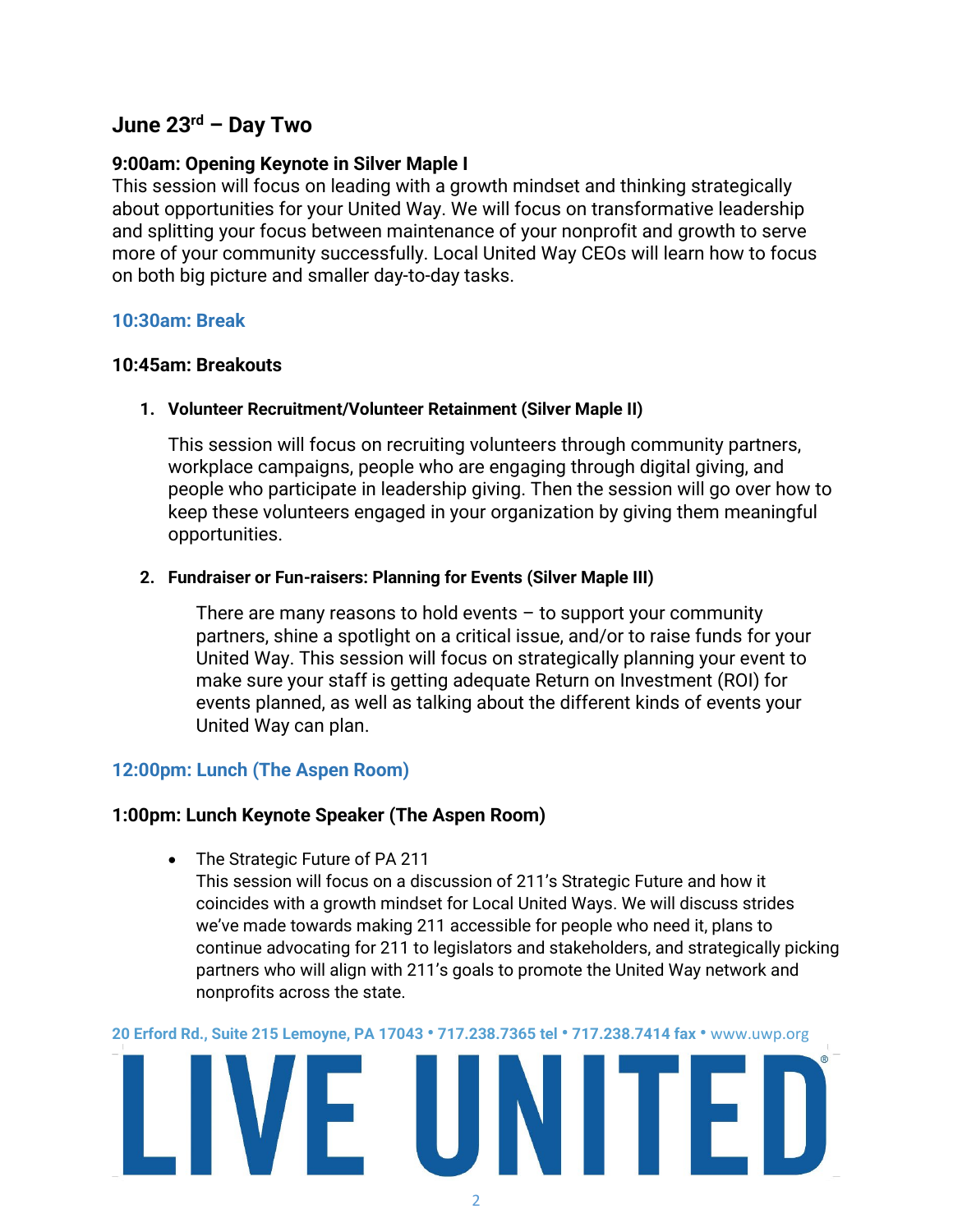## June 23rd – Day Two

**9:00am: Opening Keynote in Silver Maple I**
This session will focus on leading with a growth mindset and thinking strategically about opportunities for your United Way. We will focus on transformative leadership and splitting your focus between maintenance of your nonprofit and growth to serve more of your community successfully. Local United Way CEOs will learn how to focus on both big picture and smaller day-to-day tasks.

**10:30am: Break**

**10:45am: Breakouts**

1. **Volunteer Recruitment/Volunteer Retainment (Silver Maple II)**

   This session will focus on recruiting volunteers through community partners, workplace campaigns, people who are engaging through digital giving, and people who participate in leadership giving. Then the session will go over how to keep these volunteers engaged in your organization by giving them meaningful opportunities.

2. **Fundraiser or Fun-raisers: Planning for Events (Silver Maple III)**

   There are many reasons to hold events – to support your community partners, shine a spotlight on a critical issue, and/or to raise funds for your United Way. This session will focus on strategically planning your event to make sure your staff is getting adequate Return on Investment (ROI) for events planned, as well as talking about the different kinds of events your United Way can plan.

**12:00pm: Lunch (The Aspen Room)**

**1:00pm: Lunch Keynote Speaker (The Aspen Room)**

- The Strategic Future of PA 211
  This session will focus on a discussion of 211's Strategic Future and how it coincides with a growth mindset for Local United Ways. We will discuss strides we've made towards making 211 accessible for people who need it, plans to continue advocating for 211 to legislators and stakeholders, and strategically picking partners who will align with 211's goals to promote the United Way network and nonprofits across the state.

20 Erford Rd., Suite 215 Lemoyne, PA 17043 • 717.238.7365 tel • 717.238.7414 fax • www.uwp.org

LIVE UNITED®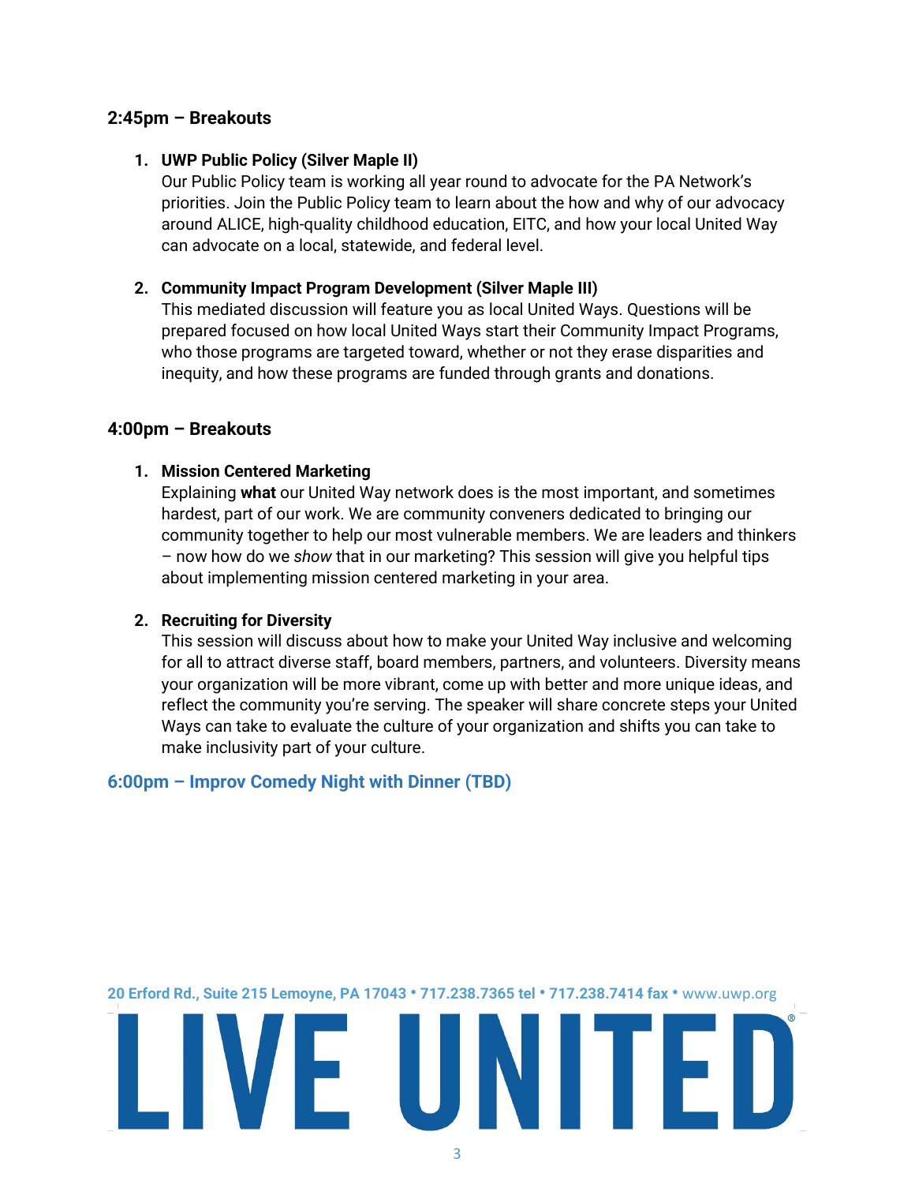### 2:45pm – Breakouts

1. **UWP Public Policy (Silver Maple II)**
   Our Public Policy team is working all year round to advocate for the PA Network's priorities. Join the Public Policy team to learn about the how and why of our advocacy around ALICE, high-quality childhood education, EITC, and how your local United Way can advocate on a local, statewide, and federal level.

2. **Community Impact Program Development (Silver Maple III)**
   This mediated discussion will feature you as local United Ways. Questions will be prepared focused on how local United Ways start their Community Impact Programs, who those programs are targeted toward, whether or not they erase disparities and inequity, and how these programs are funded through grants and donations.

### 4:00pm – Breakouts

1. **Mission Centered Marketing**
   Explaining **what** our United Way network does is the most important, and sometimes hardest, part of our work. We are community conveners dedicated to bringing our community together to help our most vulnerable members. We are leaders and thinkers – now how do we *show* that in our marketing? This session will give you helpful tips about implementing mission centered marketing in your area.

2. **Recruiting for Diversity**
   This session will discuss about how to make your United Way inclusive and welcoming for all to attract diverse staff, board members, partners, and volunteers. Diversity means your organization will be more vibrant, come up with better and more unique ideas, and reflect the community you're serving. The speaker will share concrete steps your United Ways can take to evaluate the culture of your organization and shifts you can take to make inclusivity part of your culture.

### 6:00pm – Improv Comedy Night with Dinner (TBD)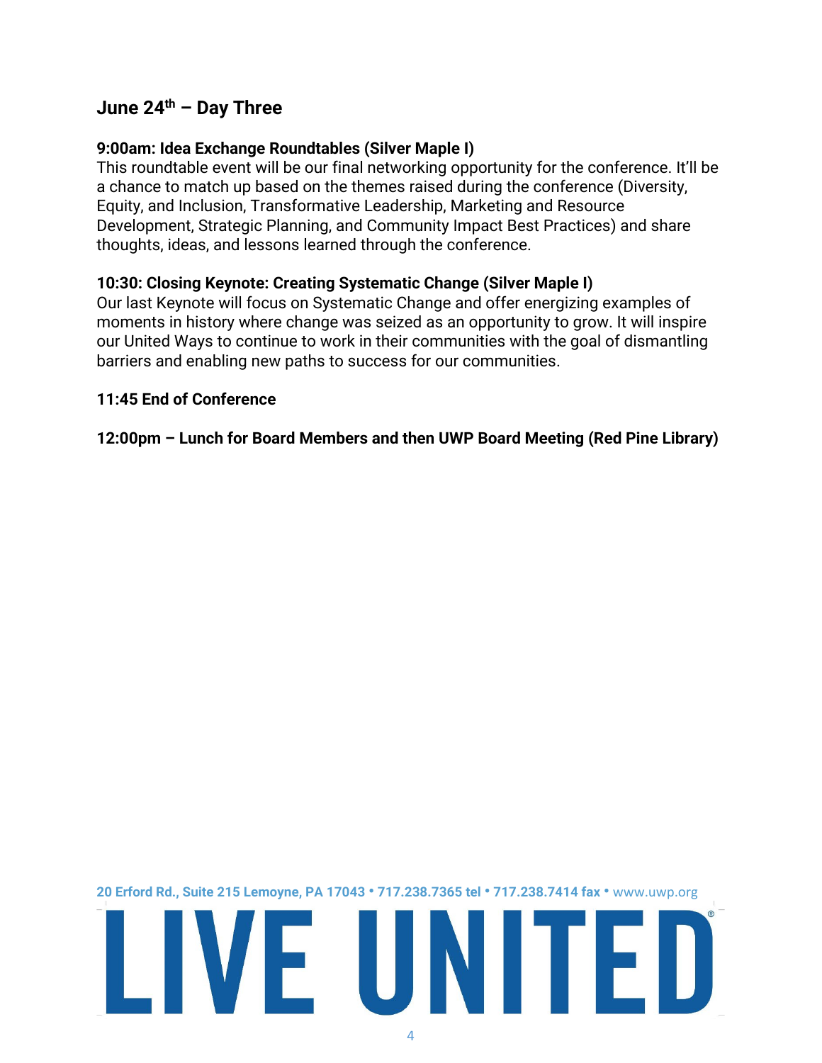## June 24th – Day Three

**9:00am: Idea Exchange Roundtables (Silver Maple I)**
This roundtable event will be our final networking opportunity for the conference. It'll be a chance to match up based on the themes raised during the conference (Diversity, Equity, and Inclusion, Transformative Leadership, Marketing and Resource Development, Strategic Planning, and Community Impact Best Practices) and share thoughts, ideas, and lessons learned through the conference.

**10:30: Closing Keynote: Creating Systematic Change (Silver Maple I)**
Our last Keynote will focus on Systematic Change and offer energizing examples of moments in history where change was seized as an opportunity to grow. It will inspire our United Ways to continue to work in their communities with the goal of dismantling barriers and enabling new paths to success for our communities.

**11:45 End of Conference**

**12:00pm – Lunch for Board Members and then UWP Board Meeting (Red Pine Library)**

20 Erford Rd., Suite 215 Lemoyne, PA 17043 • 717.238.7365 tel • 717.238.7414 fax • www.uwp.org

LIVE UNITED®